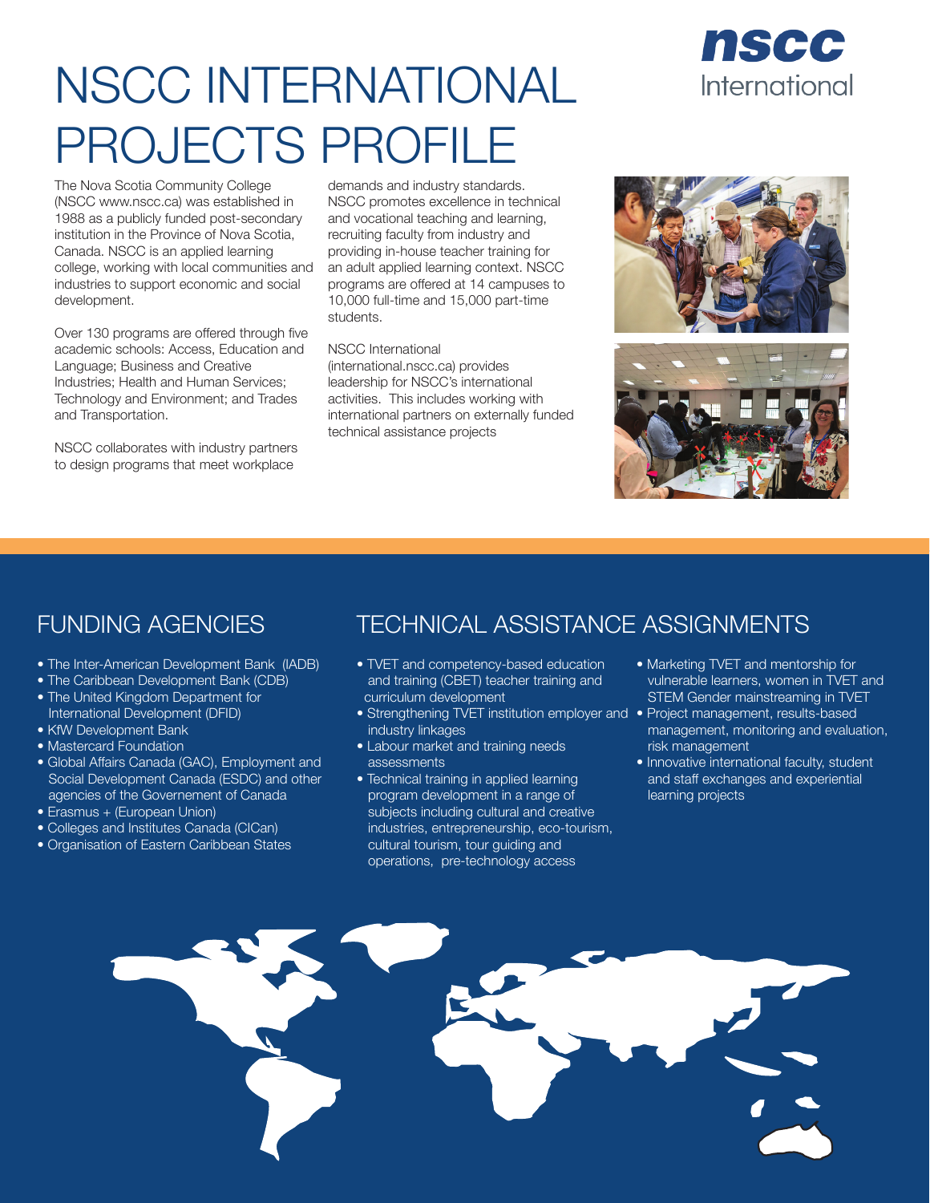# NSCC INTERNATIONAL PROJECTS PROFILE

**nscc** International

The Nova Scotia Community College (NSCC www.nscc.ca) was established in 1988 as a publicly funded post-secondary institution in the Province of Nova Scotia, Canada. NSCC is an applied learning college, working with local communities and industries to support economic and social development.

Over 130 programs are offered through five academic schools: Access, Education and Language; Business and Creative Industries; Health and Human Services; Technology and Environment; and Trades and Transportation.

NSCC collaborates with industry partners to design programs that meet workplace demands and industry standards. NSCC promotes excellence in technical and vocational teaching and learning, recruiting faculty from industry and providing in-house teacher training for an adult applied learning context. NSCC programs are offered at 14 campuses to 10,000 full-time and 15,000 part-time students.

NSCC International (international.nscc.ca) provides leadership for NSCC's international activities. This includes working with international partners on externally funded technical assistance projects

## FUNDING AGENCIES

- The Inter-American Development Bank (IADB)
- The Caribbean Development Bank (CDB)
- The United Kingdom Department for International Development (DFID)
- KfW Development Bank
- Mastercard Foundation
- Global Affairs Canada (GAC), Employment and Social Development Canada (ESDC) and other agencies of the Governement of Canada
- Erasmus + (European Union)
- Colleges and Institutes Canada (CICan)
- Organisation of Eastern Caribbean States

## TECHNICAL ASSISTANCE ASSIGNMENTS

- TVET and competency-based education and training (CBET) teacher training and curriculum development
- Strengthening TVET institution employer and industry linkages
- Labour market and training needs assessments
- Technical training in applied learning program development in a range of subjects including cultural and creative industries, entrepreneurship, eco-tourism, cultural tourism, tour guiding and operations, pre-technology access
- Marketing TVET and mentorship for vulnerable learners, women in TVET and STEM Gender mainstreaming in TVET
- Project management, results-based management, monitoring and evaluation, risk management
- Innovative international faculty, student and staff exchanges and experiential learning projects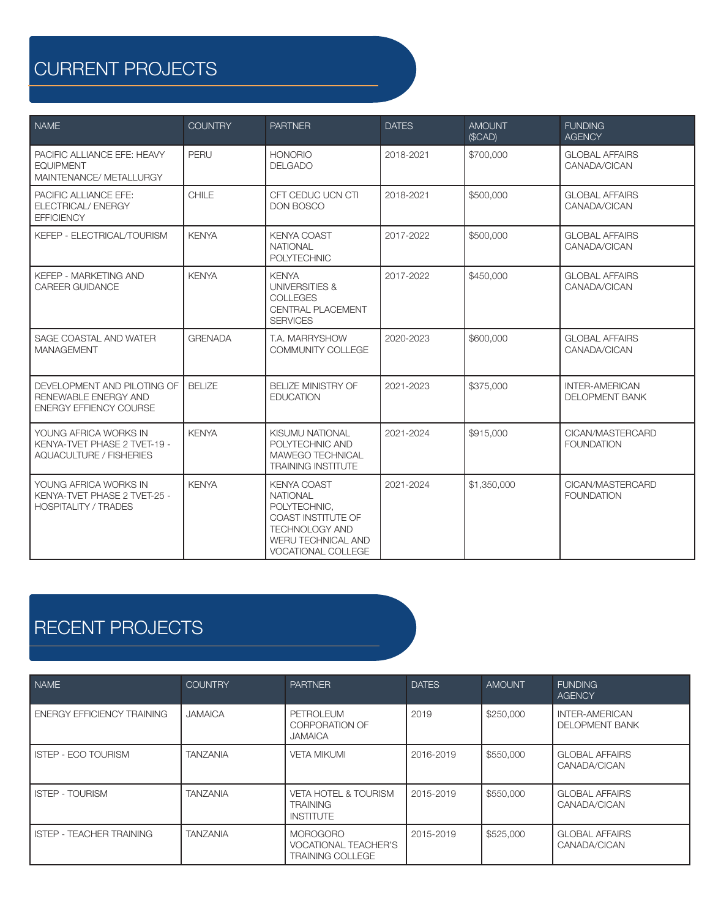## CURRENT PROJECTS

| NAME | COUNTRY | PARTNER | DATES | AMOUNT ($CAD) | FUNDING AGENCY |
|---|---|---|---|---|---|
| PACIFIC ALLIANCE EFE: HEAVY EQUIPMENT MAINTENANCE/ METALLURGY | PERU | HONORIO DELGADO | 2018-2021 | $700,000 | GLOBAL AFFAIRS CANADA/CICAN |
| PACIFIC ALLIANCE EFE: ELECTRICAL/ ENERGY EFFICIENCY | CHILE | CFT CEDUC UCN CTI DON BOSCO | 2018-2021 | $500,000 | GLOBAL AFFAIRS CANADA/CICAN |
| KEFEP - ELECTRICAL/TOURISM | KENYA | KENYA COAST NATIONAL POLYTECHNIC | 2017-2022 | $500,000 | GLOBAL AFFAIRS CANADA/CICAN |
| KEFEP - MARKETING AND CAREER GUIDANCE | KENYA | KENYA UNIVERSITIES & COLLEGES CENTRAL PLACEMENT SERVICES | 2017-2022 | $450,000 | GLOBAL AFFAIRS CANADA/CICAN |
| SAGE COASTAL AND WATER MANAGEMENT | GRENADA | T.A. MARRYSHOW COMMUNITY COLLEGE | 2020-2023 | $600,000 | GLOBAL AFFAIRS CANADA/CICAN |
| DEVELOPMENT AND PILOTING OF RENEWABLE ENERGY AND ENERGY EFFIENCY COURSE | BELIZE | BELIZE MINISTRY OF EDUCATION | 2021-2023 | $375,000 | INTER-AMERICAN DELOPMENT BANK |
| YOUNG AFRICA WORKS IN KENYA-TVET PHASE 2 TVET-19 - AQUACULTURE / FISHERIES | KENYA | KISUMU NATIONAL POLYTECHNIC AND MAWEGO TECHNICAL TRAINING INSTITUTE | 2021-2024 | $915,000 | CICAN/MASTERCARD FOUNDATION |
| YOUNG AFRICA WORKS IN KENYA-TVET PHASE 2 TVET-25 - HOSPITALITY / TRADES | KENYA | KENYA COAST NATIONAL POLYTECHNIC, COAST INSTITUTE OF TECHNOLOGY AND WERU TECHNICAL AND VOCATIONAL COLLEGE | 2021-2024 | $1,350,000 | CICAN/MASTERCARD FOUNDATION |

## RECENT PROJECTS

| NAME | COUNTRY | PARTNER | DATES | AMOUNT | FUNDING AGENCY |
|---|---|---|---|---|---|
| ENERGY EFFICIENCY TRAINING | JAMAICA | PETROLEUM CORPORATION OF JAMAICA | 2019 | $250,000 | INTER-AMERICAN DELOPMENT BANK |
| ISTEP - ECO TOURISM | TANZANIA | VETA MIKUMI | 2016-2019 | $550,000 | GLOBAL AFFAIRS CANADA/CICAN |
| ISTEP - TOURISM | TANZANIA | VETA HOTEL & TOURISM TRAINING INSTITUTE | 2015-2019 | $550,000 | GLOBAL AFFAIRS CANADA/CICAN |
| ISTEP - TEACHER TRAINING | TANZANIA | MOROGORO VOCATIONAL TEACHER'S TRAINING COLLEGE | 2015-2019 | $525,000 | GLOBAL AFFAIRS CANADA/CICAN |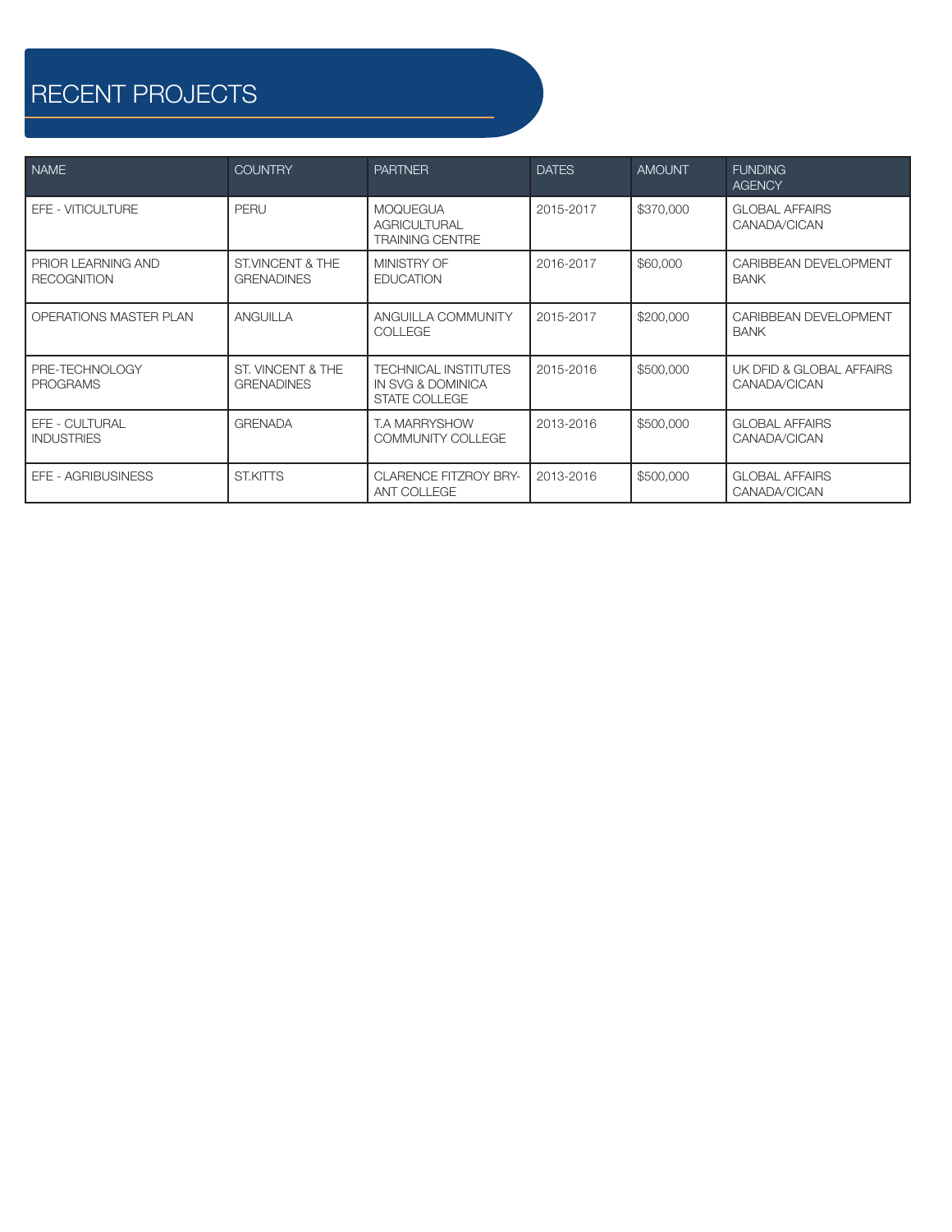# RECENT PROJECTS

| NAME | COUNTRY | PARTNER | DATES | AMOUNT | FUNDING AGENCY |
|---|---|---|---|---|---|
| EFE - VITICULTURE | PERU | MOQUEGUA AGRICULTURAL TRAINING CENTRE | 2015-2017 | $370,000 | GLOBAL AFFAIRS CANADA/CICAN |
| PRIOR LEARNING AND RECOGNITION | ST.VINCENT & THE GRENADINES | MINISTRY OF EDUCATION | 2016-2017 | $60,000 | CARIBBEAN DEVELOPMENT BANK |
| OPERATIONS MASTER PLAN | ANGUILLA | ANGUILLA COMMUNITY COLLEGE | 2015-2017 | $200,000 | CARIBBEAN DEVELOPMENT BANK |
| PRE-TECHNOLOGY PROGRAMS | ST. VINCENT & THE GRENADINES | TECHNICAL INSTITUTES IN SVG & DOMINICA STATE COLLEGE | 2015-2016 | $500,000 | UK DFID & GLOBAL AFFAIRS CANADA/CICAN |
| EFE - CULTURAL INDUSTRIES | GRENADA | T.A MARRYSHOW COMMUNITY COLLEGE | 2013-2016 | $500,000 | GLOBAL AFFAIRS CANADA/CICAN |
| EFE - AGRIBUSINESS | ST.KITTS | CLARENCE FITZROY BRYANT COLLEGE | 2013-2016 | $500,000 | GLOBAL AFFAIRS CANADA/CICAN |